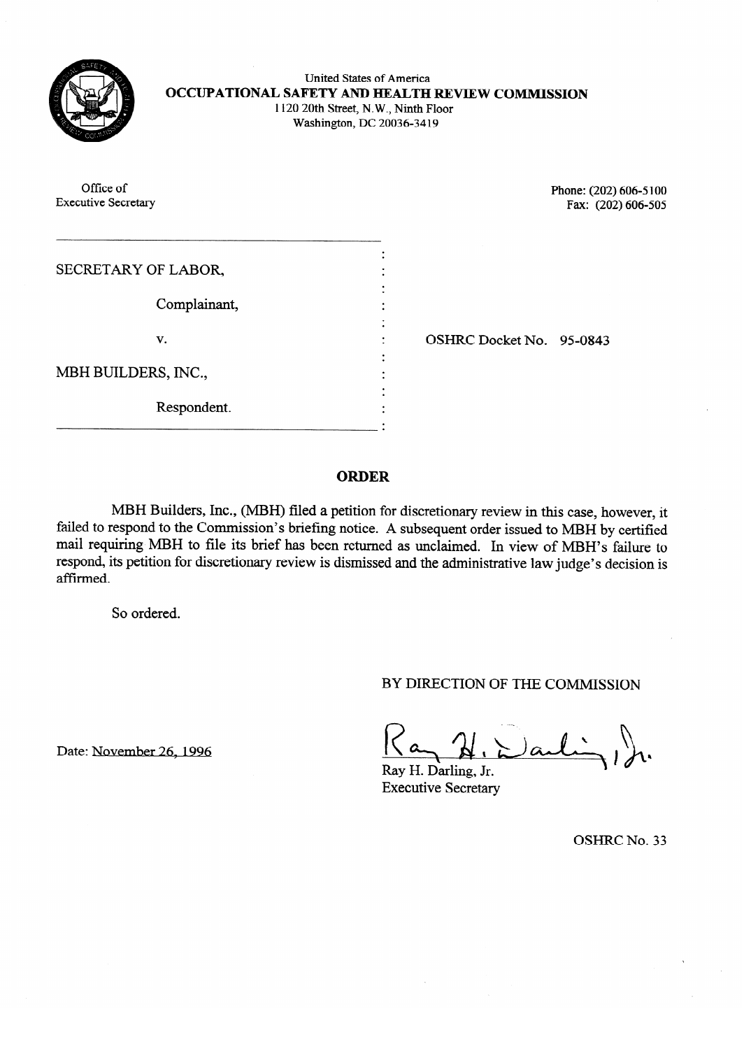United States of America
**OCCUPATIONAL SAFETY AND HEALTH REVIEW COMMISSION**
1120 20th Street, N.W., Ninth Floor
Washington, DC 20036-3419

Office of
Executive Secretary

Phone: (202) 606-5100
Fax: (202) 606-505

| | |
|---|---|
| SECRETARY OF LABOR, | |
| Complainant, | |
| v. | OSHRC Docket No. 95-0843 |
| MBH BUILDERS, INC., | |
| Respondent. | |

## ORDER

MBH Builders, Inc., (MBH) filed a petition for discretionary review in this case, however, it failed to respond to the Commission's briefing notice. A subsequent order issued to MBH by certified mail requiring MBH to file its brief has been returned as unclaimed. In view of MBH's failure to respond, its petition for discretionary review is dismissed and the administrative law judge's decision is affirmed.

So ordered.

BY DIRECTION OF THE COMMISSION

Date: November 26, 1996

Ray H. Darling, Jr.
Executive Secretary

OSHRC No. 33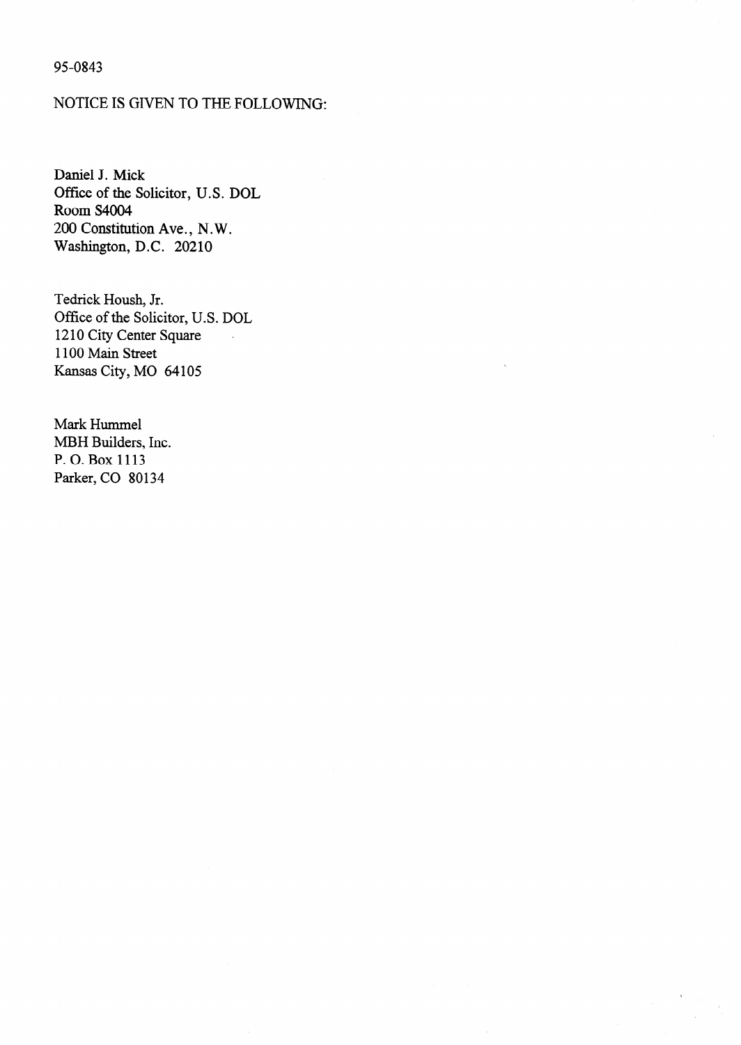95-0843

NOTICE IS GIVEN TO THE FOLLOWING:

Daniel J. Mick
Office of the Solicitor, U.S. DOL
Room S4004
200 Constitution Ave., N.W.
Washington, D.C. 20210

Tedrick Housh, Jr.
Office of the Solicitor, U.S. DOL
1210 City Center Square
1100 Main Street
Kansas City, MO 64105

Mark Hummel
MBH Builders, Inc.
P. O. Box 1113
Parker, CO 80134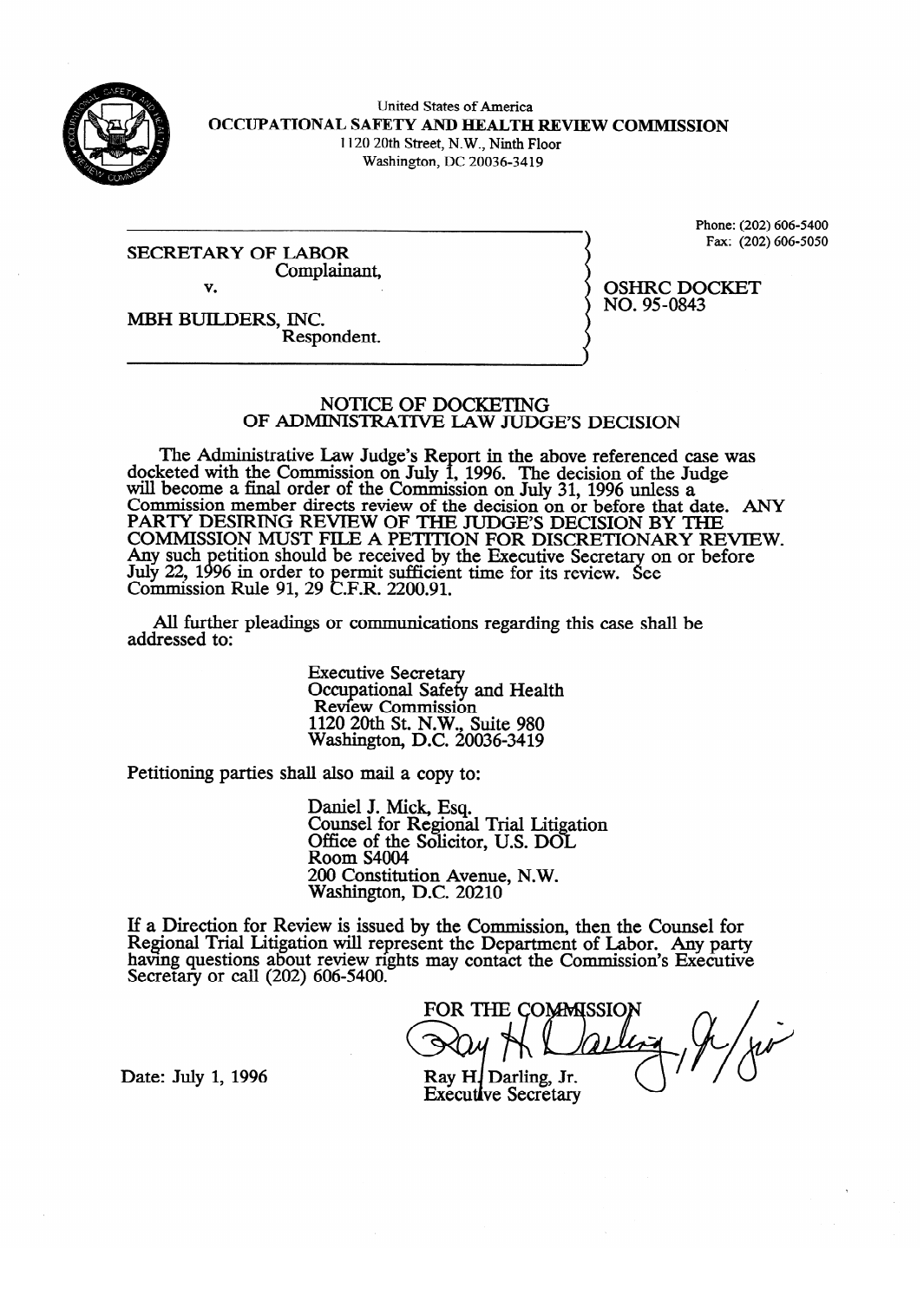United States of America
**OCCUPATIONAL SAFETY AND HEALTH REVIEW COMMISSION**
1120 20th Street, N.W., Ninth Floor
Washington, DC 20036-3419

Phone: (202) 606-5400
Fax: (202) 606-5050

SECRETARY OF LABOR
Complainant,

v.

MBH BUILDERS, INC.
Respondent.

OSHRC DOCKET
NO. 95-0843

## NOTICE OF DOCKETING OF ADMINISTRATIVE LAW JUDGE'S DECISION

The Administrative Law Judge's Report in the above referenced case was docketed with the Commission on July 1, 1996. The decision of the Judge will become a final order of the Commission on July 31, 1996 unless a Commission member directs review of the decision on or before that date. ANY PARTY DESIRING REVIEW OF THE JUDGE'S DECISION BY THE COMMISSION MUST FILE A PETITION FOR DISCRETIONARY REVIEW. Any such petition should be received by the Executive Secretary on or before July 22, 1996 in order to permit sufficient time for its review. See Commission Rule 91, 29 C.F.R. 2200.91.

All further pleadings or communications regarding this case shall be addressed to:

Executive Secretary
Occupational Safety and Health
Review Commission
1120 20th St. N.W., Suite 980
Washington, D.C. 20036-3419

Petitioning parties shall also mail a copy to:

Daniel J. Mick, Esq.
Counsel for Regional Trial Litigation
Office of the Solicitor, U.S. DOL
Room S4004
200 Constitution Avenue, N.W.
Washington, D.C. 20210

If a Direction for Review is issued by the Commission, then the Counsel for Regional Trial Litigation will represent the Department of Labor. Any party having questions about review rights may contact the Commission's Executive Secretary or call (202) 606-5400.

FOR THE COMMISSION

Ray H. Darling, Jr.
Executive Secretary

Date: July 1, 1996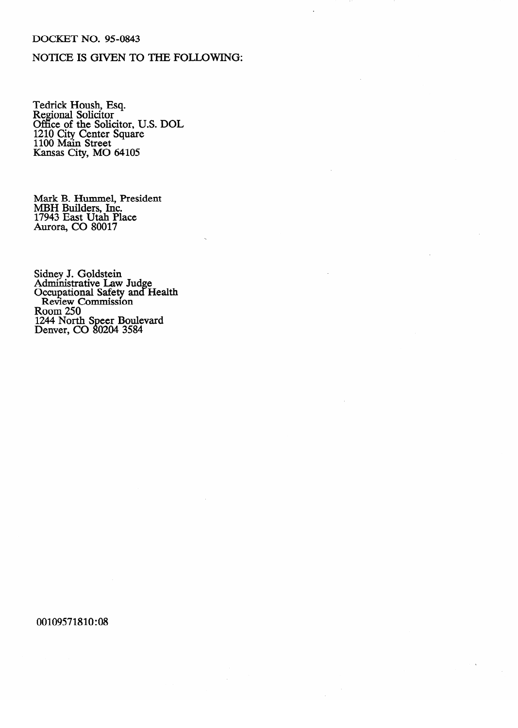DOCKET NO. 95-0843

NOTICE IS GIVEN TO THE FOLLOWING:

Tedrick Housh, Esq.
Regional Solicitor
Office of the Solicitor, U.S. DOL
1210 City Center Square
1100 Main Street
Kansas City, MO 64105

Mark B. Hummel, President
MBH Builders, Inc.
17943 East Utah Place
Aurora, CO 80017

Sidney J. Goldstein
Administrative Law Judge
Occupational Safety and Health
Review Commission
Room 250
1244 North Speer Boulevard
Denver, CO 80204 3584

00109571810:08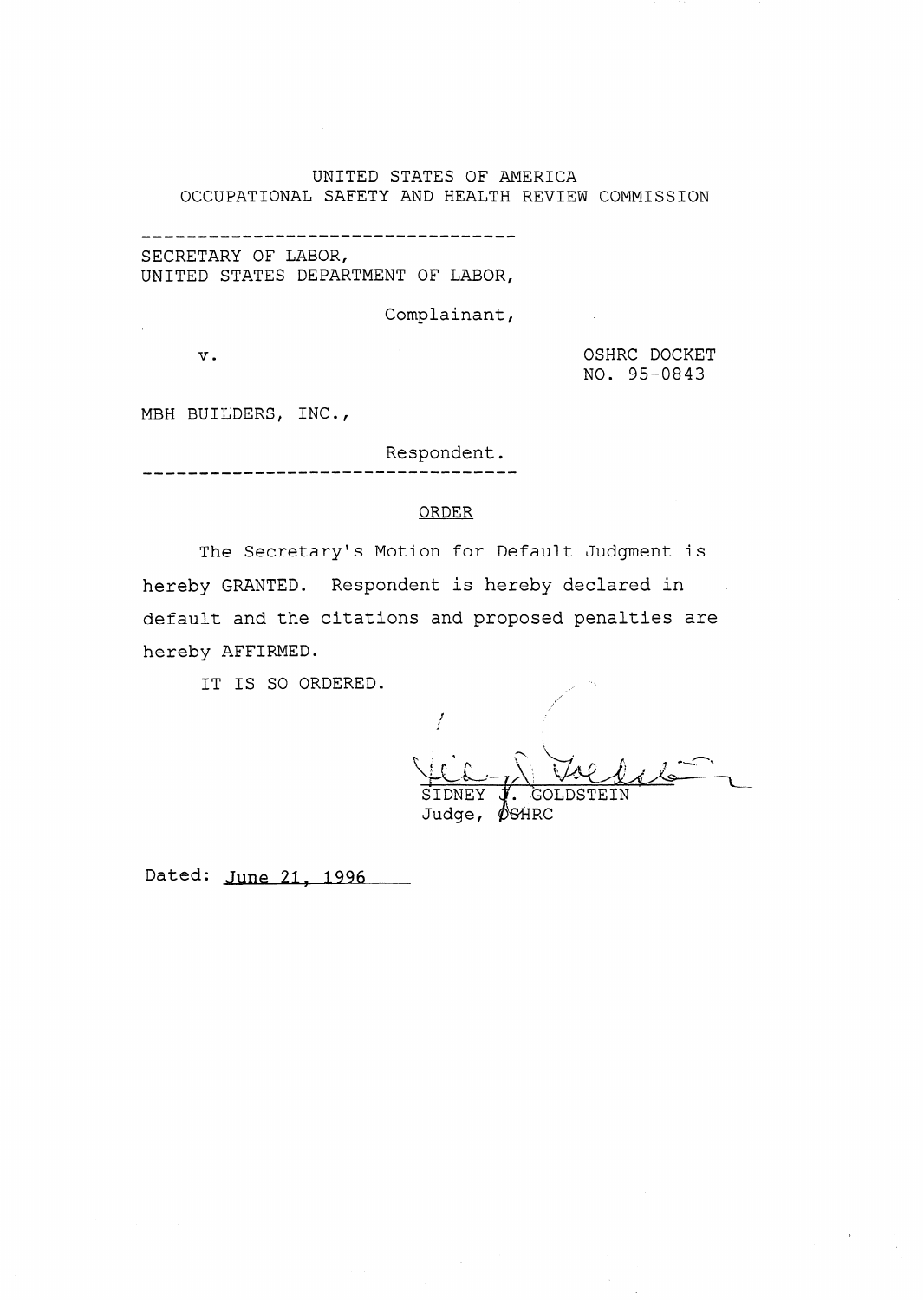UNITED STATES OF AMERICA
OCCUPATIONAL SAFETY AND HEALTH REVIEW COMMISSION

---

SECRETARY OF LABOR,
UNITED STATES DEPARTMENT OF LABOR,

Complainant,

v.

OSHRC DOCKET
NO. 95-0843

MBH BUILDERS, INC.,

Respondent.

---

## ORDER

The Secretary's Motion for Default Judgment is hereby GRANTED. Respondent is hereby declared in default and the citations and proposed penalties are hereby AFFIRMED.

IT IS SO ORDERED.

SIDNEY J. GOLDSTEIN
Judge, OSHRC

Dated: June 21, 1996